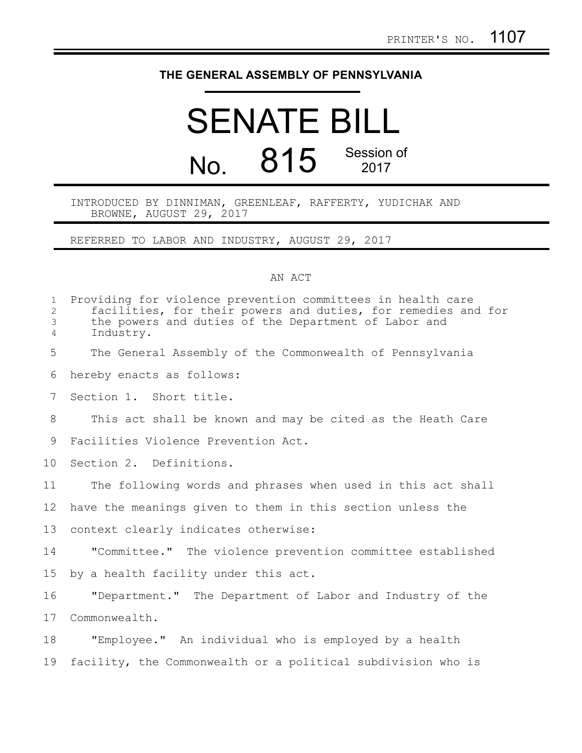PRINTER'S NO. 1107

# THE GENERAL ASSEMBLY OF PENNSYLVANIA

# SENATE BILL

## No. 815 Session of 2017

INTRODUCED BY DINNIMAN, GREENLEAF, RAFFERTY, YUDICHAK AND BROWNE, AUGUST 29, 2017

REFERRED TO LABOR AND INDUSTRY, AUGUST 29, 2017

AN ACT

Providing for violence prevention committees in health care facilities, for their powers and duties, for remedies and for the powers and duties of the Department of Labor and Industry.

The General Assembly of the Commonwealth of Pennsylvania hereby enacts as follows:

Section 1. Short title.

This act shall be known and may be cited as the Heath Care Facilities Violence Prevention Act.

Section 2. Definitions.

The following words and phrases when used in this act shall have the meanings given to them in this section unless the context clearly indicates otherwise:

"Committee." The violence prevention committee established by a health facility under this act.

"Department." The Department of Labor and Industry of the Commonwealth.

"Employee." An individual who is employed by a health facility, the Commonwealth or a political subdivision who is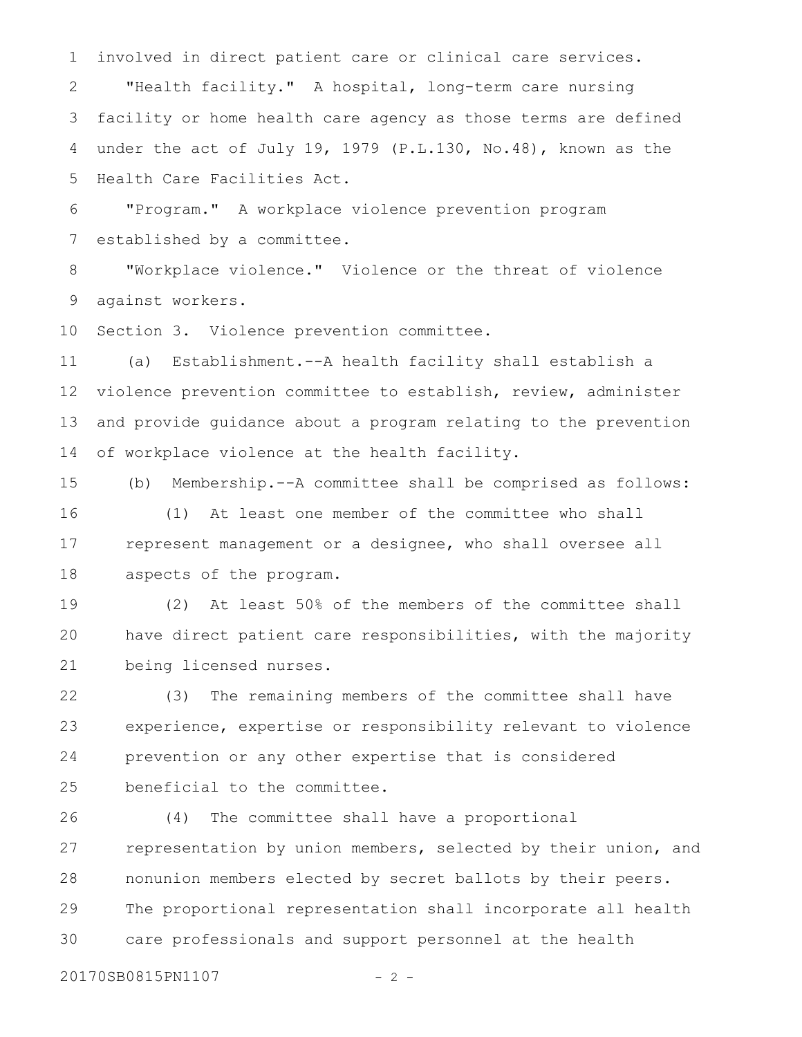involved in direct patient care or clinical care services.

"Health facility." A hospital, long-term care nursing facility or home health care agency as those terms are defined under the act of July 19, 1979 (P.L.130, No.48), known as the Health Care Facilities Act.

"Program." A workplace violence prevention program established by a committee.

"Workplace violence." Violence or the threat of violence against workers.

Section 3. Violence prevention committee.

(a) Establishment.--A health facility shall establish a violence prevention committee to establish, review, administer and provide guidance about a program relating to the prevention of workplace violence at the health facility.

(b) Membership.--A committee shall be comprised as follows:

(1) At least one member of the committee who shall represent management or a designee, who shall oversee all aspects of the program.

(2) At least 50% of the members of the committee shall have direct patient care responsibilities, with the majority being licensed nurses.

(3) The remaining members of the committee shall have experience, expertise or responsibility relevant to violence prevention or any other expertise that is considered beneficial to the committee.

(4) The committee shall have a proportional representation by union members, selected by their union, and nonunion members elected by secret ballots by their peers. The proportional representation shall incorporate all health care professionals and support personnel at the health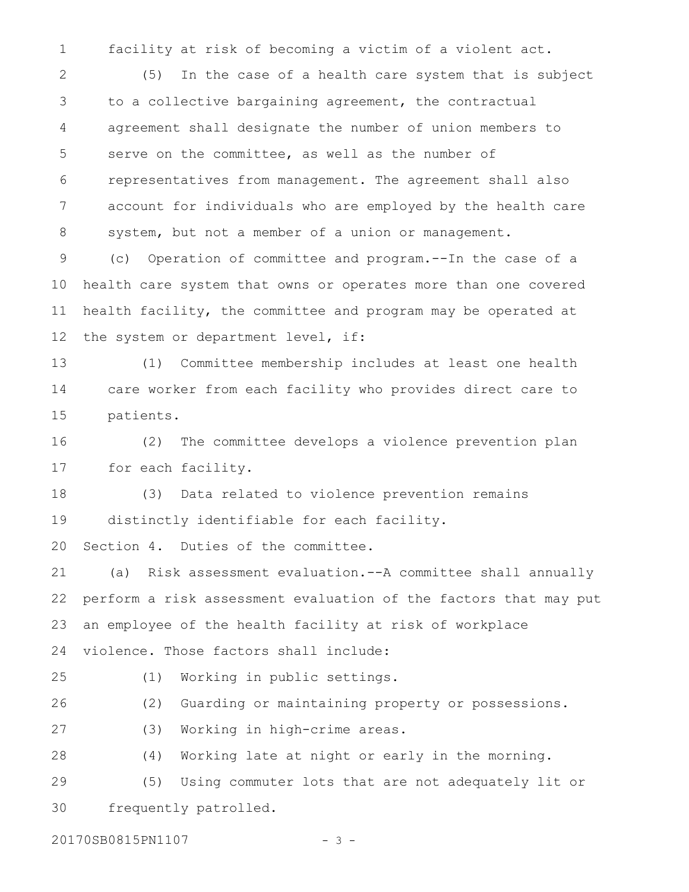facility at risk of becoming a victim of a violent act.

(5) In the case of a health care system that is subject to a collective bargaining agreement, the contractual agreement shall designate the number of union members to serve on the committee, as well as the number of representatives from management. The agreement shall also account for individuals who are employed by the health care system, but not a member of a union or management.

(c) Operation of committee and program.--In the case of a health care system that owns or operates more than one covered health facility, the committee and program may be operated at the system or department level, if:

(1) Committee membership includes at least one health care worker from each facility who provides direct care to patients.

(2) The committee develops a violence prevention plan for each facility.

(3) Data related to violence prevention remains distinctly identifiable for each facility.

Section 4. Duties of the committee.

(a) Risk assessment evaluation.--A committee shall annually perform a risk assessment evaluation of the factors that may put an employee of the health facility at risk of workplace violence. Those factors shall include:

(1) Working in public settings.

(2) Guarding or maintaining property or possessions.

(3) Working in high-crime areas.

(4) Working late at night or early in the morning.

(5) Using commuter lots that are not adequately lit or frequently patrolled.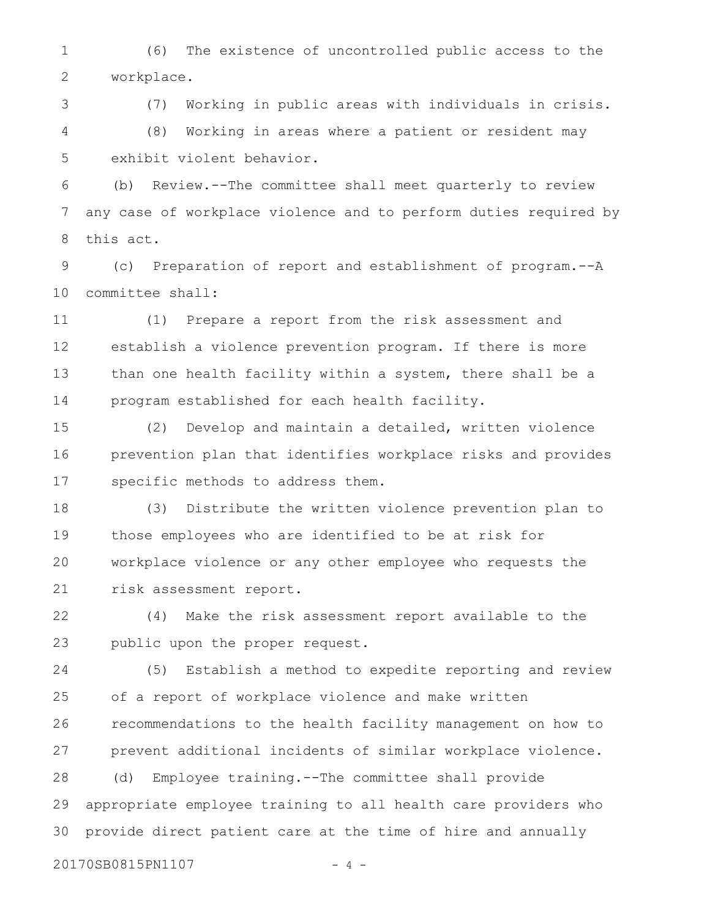(6) The existence of uncontrolled public access to the workplace.

(7) Working in public areas with individuals in crisis.

(8) Working in areas where a patient or resident may exhibit violent behavior.

(b) Review.--The committee shall meet quarterly to review any case of workplace violence and to perform duties required by this act.

(c) Preparation of report and establishment of program.--A committee shall:

(1) Prepare a report from the risk assessment and establish a violence prevention program. If there is more than one health facility within a system, there shall be a program established for each health facility.

(2) Develop and maintain a detailed, written violence prevention plan that identifies workplace risks and provides specific methods to address them.

(3) Distribute the written violence prevention plan to those employees who are identified to be at risk for workplace violence or any other employee who requests the risk assessment report.

(4) Make the risk assessment report available to the public upon the proper request.

(5) Establish a method to expedite reporting and review of a report of workplace violence and make written recommendations to the health facility management on how to prevent additional incidents of similar workplace violence.

(d) Employee training.--The committee shall provide appropriate employee training to all health care providers who provide direct patient care at the time of hire and annually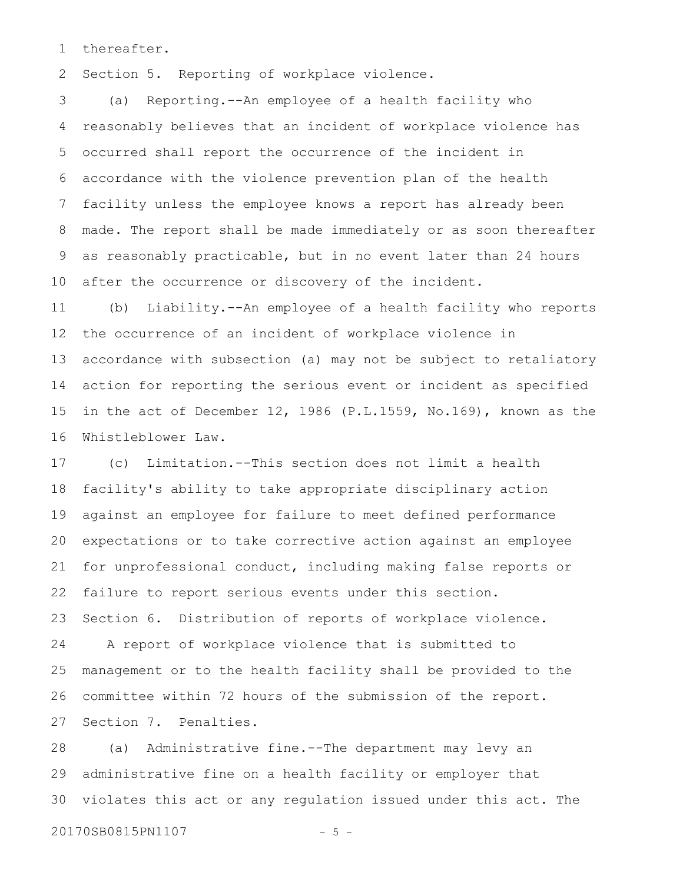thereafter.

Section 5. Reporting of workplace violence.

(a) Reporting.--An employee of a health facility who reasonably believes that an incident of workplace violence has occurred shall report the occurrence of the incident in accordance with the violence prevention plan of the health facility unless the employee knows a report has already been made. The report shall be made immediately or as soon thereafter as reasonably practicable, but in no event later than 24 hours after the occurrence or discovery of the incident.

(b) Liability.--An employee of a health facility who reports the occurrence of an incident of workplace violence in accordance with subsection (a) may not be subject to retaliatory action for reporting the serious event or incident as specified in the act of December 12, 1986 (P.L.1559, No.169), known as the Whistleblower Law.

(c) Limitation.--This section does not limit a health facility's ability to take appropriate disciplinary action against an employee for failure to meet defined performance expectations or to take corrective action against an employee for unprofessional conduct, including making false reports or failure to report serious events under this section.

Section 6. Distribution of reports of workplace violence.

A report of workplace violence that is submitted to management or to the health facility shall be provided to the committee within 72 hours of the submission of the report.

Section 7. Penalties.

(a) Administrative fine.--The department may levy an administrative fine on a health facility or employer that violates this act or any regulation issued under this act. The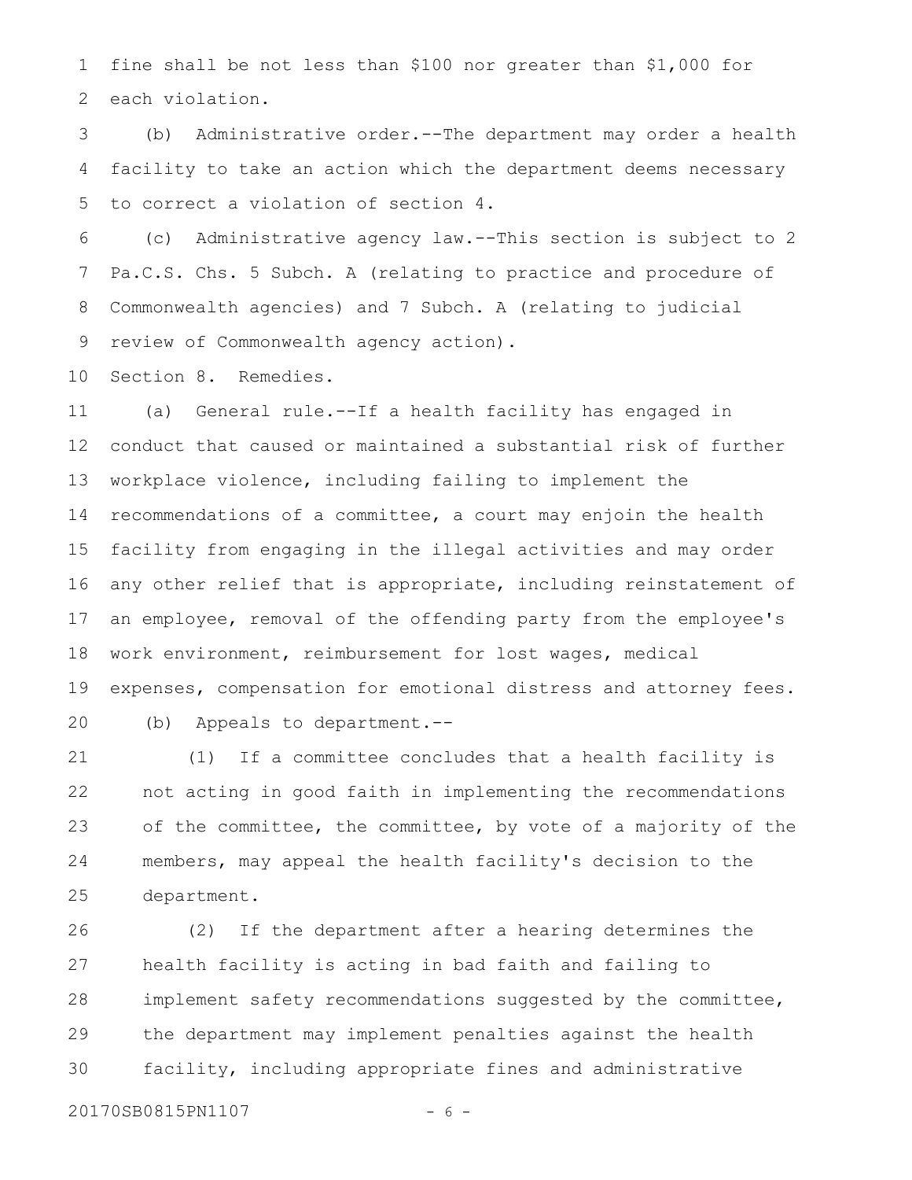fine shall be not less than $100 nor greater than $1,000 for each violation.

(b) Administrative order.--The department may order a health facility to take an action which the department deems necessary to correct a violation of section 4.

(c) Administrative agency law.--This section is subject to 2 Pa.C.S. Chs. 5 Subch. A (relating to practice and procedure of Commonwealth agencies) and 7 Subch. A (relating to judicial review of Commonwealth agency action).

Section 8. Remedies.

(a) General rule.--If a health facility has engaged in conduct that caused or maintained a substantial risk of further workplace violence, including failing to implement the recommendations of a committee, a court may enjoin the health facility from engaging in the illegal activities and may order any other relief that is appropriate, including reinstatement of an employee, removal of the offending party from the employee's work environment, reimbursement for lost wages, medical expenses, compensation for emotional distress and attorney fees.

(b) Appeals to department.--

(1) If a committee concludes that a health facility is not acting in good faith in implementing the recommendations of the committee, the committee, by vote of a majority of the members, may appeal the health facility's decision to the department.

(2) If the department after a hearing determines the health facility is acting in bad faith and failing to implement safety recommendations suggested by the committee, the department may implement penalties against the health facility, including appropriate fines and administrative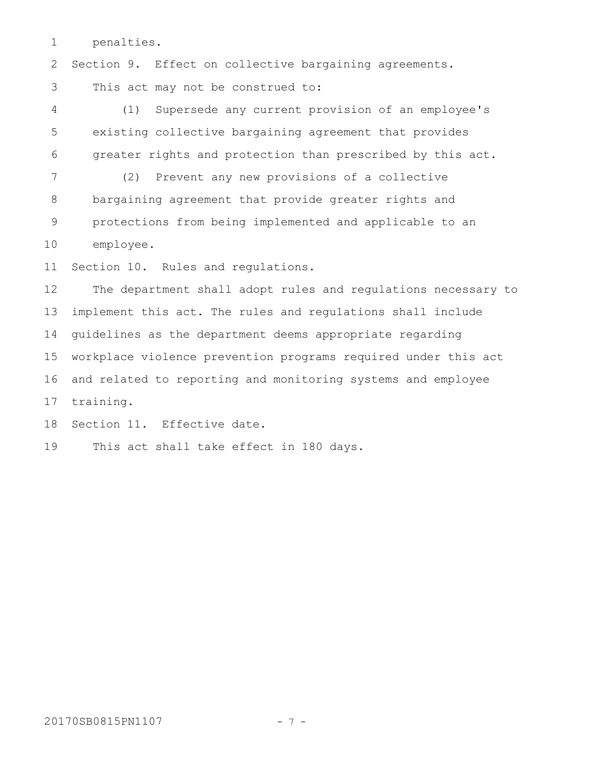penalties.

Section 9. Effect on collective bargaining agreements.

This act may not be construed to:

(1) Supersede any current provision of an employee's existing collective bargaining agreement that provides greater rights and protection than prescribed by this act.

(2) Prevent any new provisions of a collective bargaining agreement that provide greater rights and protections from being implemented and applicable to an employee.

Section 10. Rules and regulations.

The department shall adopt rules and regulations necessary to implement this act. The rules and regulations shall include guidelines as the department deems appropriate regarding workplace violence prevention programs required under this act and related to reporting and monitoring systems and employee training.

Section 11. Effective date.

This act shall take effect in 180 days.